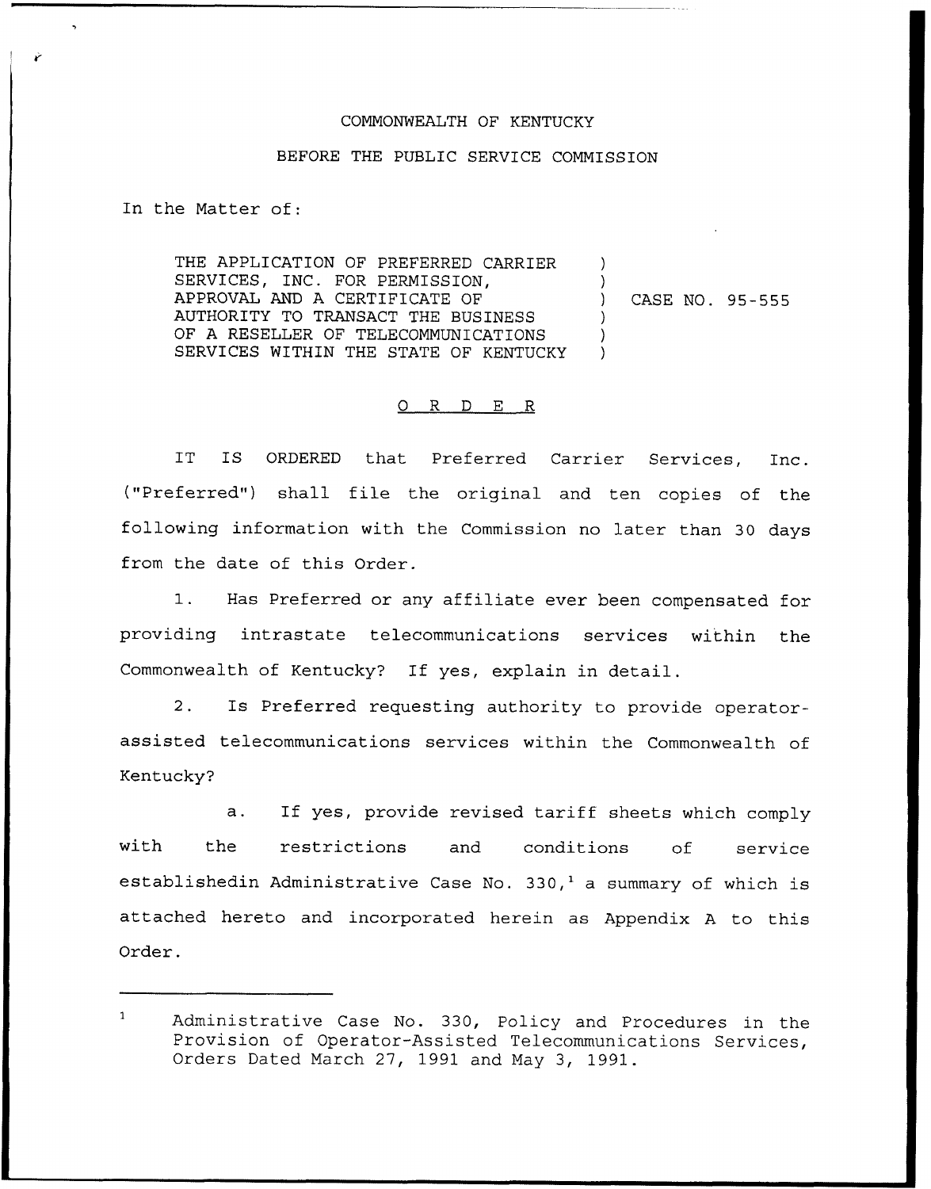COMMONWEALTH OF KENTUCKY

BEFORE THE PUBLIC SERVICE COMMISSION

In the Matter of:

THE APPLICATION OF PREFERRED CARRIER SERVICES, INC. FOR PERMISSION, APPROVAL AND A CERTIFICATE OF AUTHORITY TO TRANSACT THE BUSINESS OF A RESELLER OF TELECOMMUNICATIONS SERVICES WITHIN THE STATE OF KENTUCKY ) CASE NO. 95-555

## O R D E R

IT IS ORDERED that Preferred Carrier Services, Inc. ("Preferred") shall file the original and ten copies of the following information with the Commission no later than 30 days from the date of this Order.

1. Has Preferred or any affiliate ever been compensated for providing intrastate telecommunications services within the Commonwealth of Kentucky? If yes, explain in detail.

2. Is Preferred requesting authority to provide operator-assisted telecommunications services within the Commonwealth of Kentucky?

   a. If yes, provide revised tariff sheets which comply with the restrictions and conditions of service establishedin Administrative Case No. 330,[1] a summary of which is attached hereto and incorporated herein as Appendix A to this Order.

---

[1] Administrative Case No. 330, Policy and Procedures in the Provision of Operator-Assisted Telecommunications Services, Orders Dated March 27, 1991 and May 3, 1991.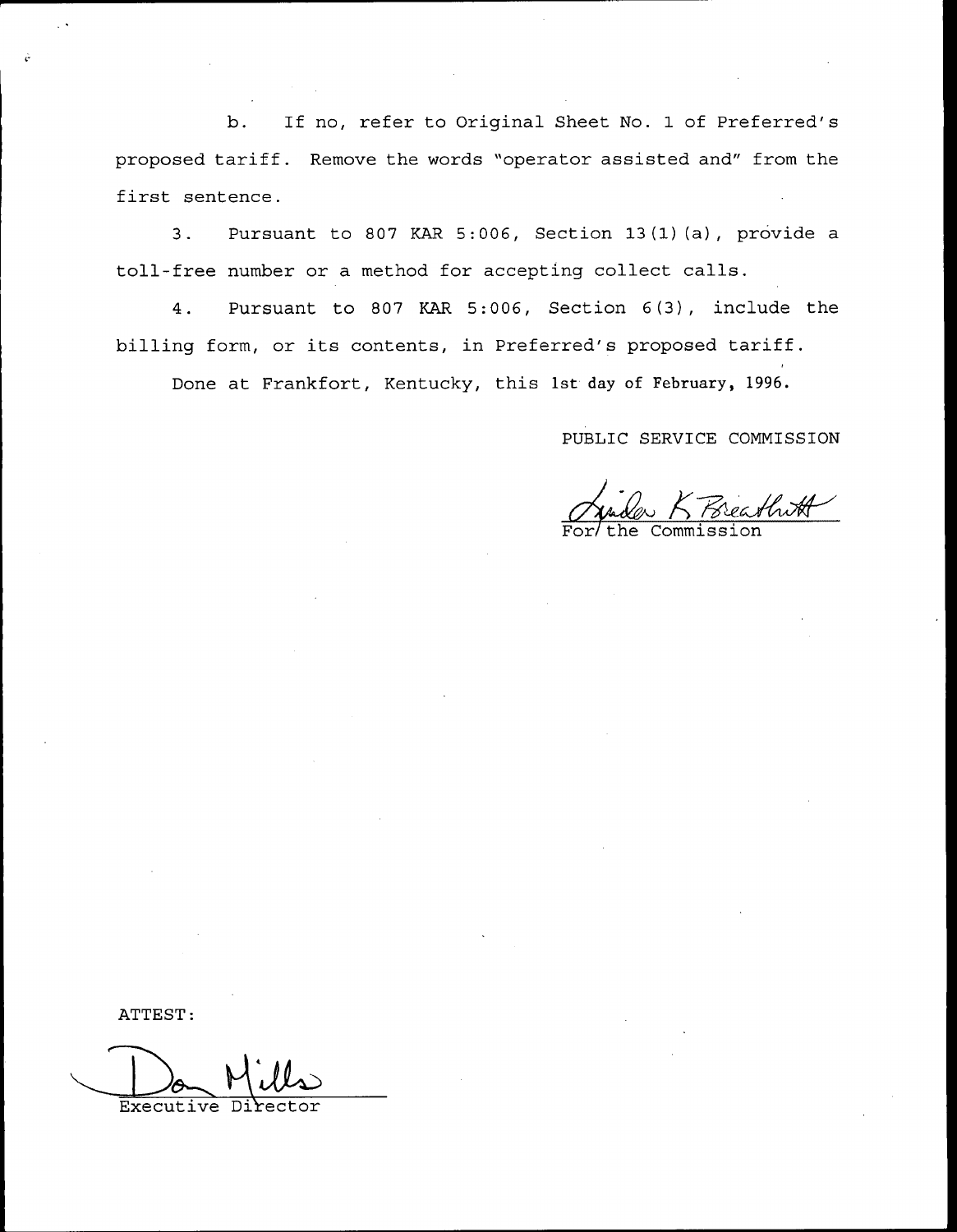b. If no, refer to Original Sheet No. 1 of Preferred's proposed tariff. Remove the words "operator assisted and" from the first sentence.

3. Pursuant to 807 KAR 5:006, Section 13(1)(a), provide a toll-free number or a method for accepting collect calls.

4. Pursuant to 807 KAR 5:006, Section 6(3), include the billing form, or its contents, in Preferred's proposed tariff.

Done at Frankfort, Kentucky, this 1st day of February, 1996.

PUBLIC SERVICE COMMISSION

Linda K Breathitt
For the Commission

ATTEST:

Don Mills
Executive Director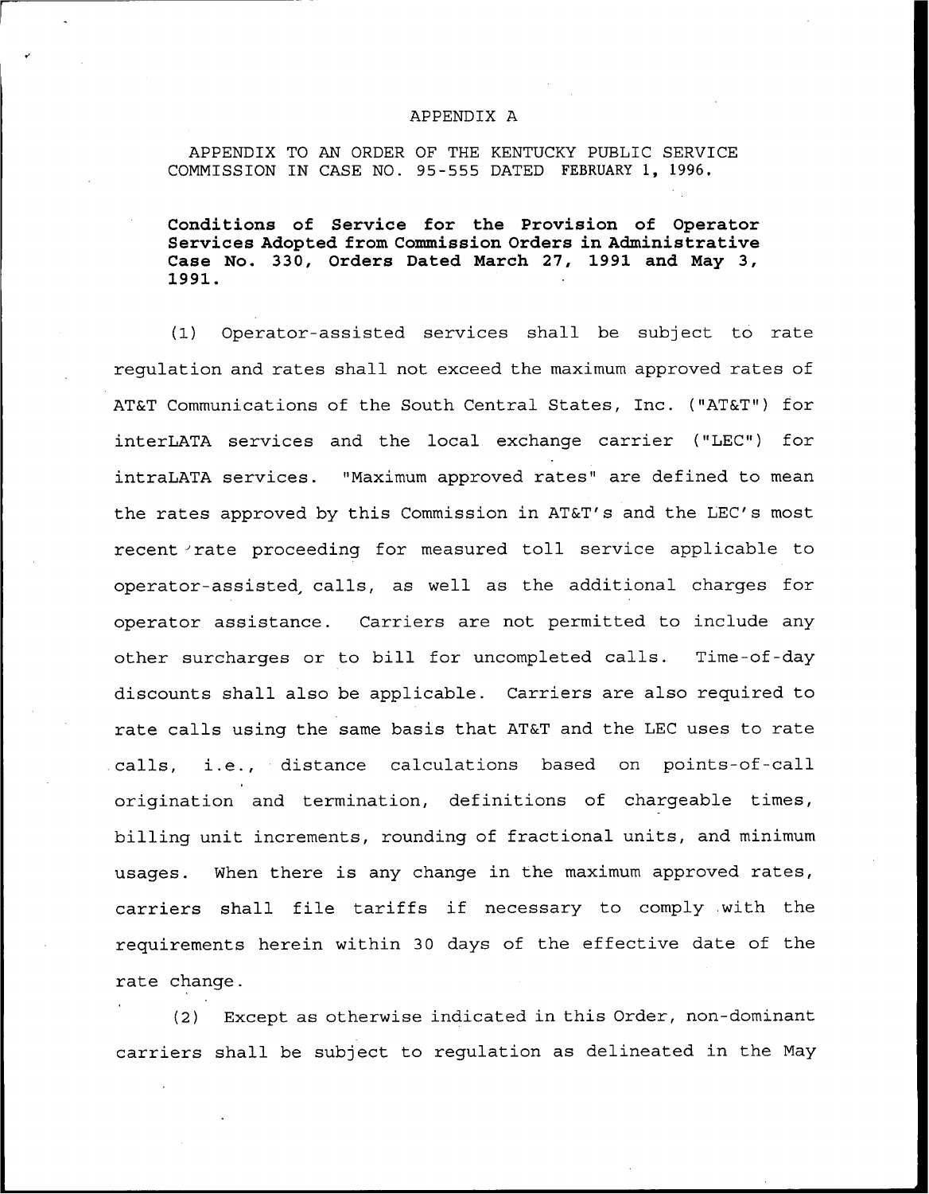APPENDIX A

APPENDIX TO AN ORDER OF THE KENTUCKY PUBLIC SERVICE COMMISSION IN CASE NO. 95-555 DATED FEBRUARY 1, 1996.

**Conditions of Service for the Provision of Operator Services Adopted from Commission Orders in Administrative Case No. 330, Orders Dated March 27, 1991 and May 3, 1991.**

(1) Operator-assisted services shall be subject to rate regulation and rates shall not exceed the maximum approved rates of AT&T Communications of the South Central States, Inc. ("AT&T") for interLATA services and the local exchange carrier ("LEC") for intraLATA services. "Maximum approved rates" are defined to mean the rates approved by this Commission in AT&T's and the LEC's most recent rate proceeding for measured toll service applicable to operator-assisted calls, as well as the additional charges for operator assistance. Carriers are not permitted to include any other surcharges or to bill for uncompleted calls. Time-of-day discounts shall also be applicable. Carriers are also required to rate calls using the same basis that AT&T and the LEC uses to rate calls, i.e., distance calculations based on points-of-call origination and termination, definitions of chargeable times, billing unit increments, rounding of fractional units, and minimum usages. When there is any change in the maximum approved rates, carriers shall file tariffs if necessary to comply with the requirements herein within 30 days of the effective date of the rate change.

(2) Except as otherwise indicated in this Order, non-dominant carriers shall be subject to regulation as delineated in the May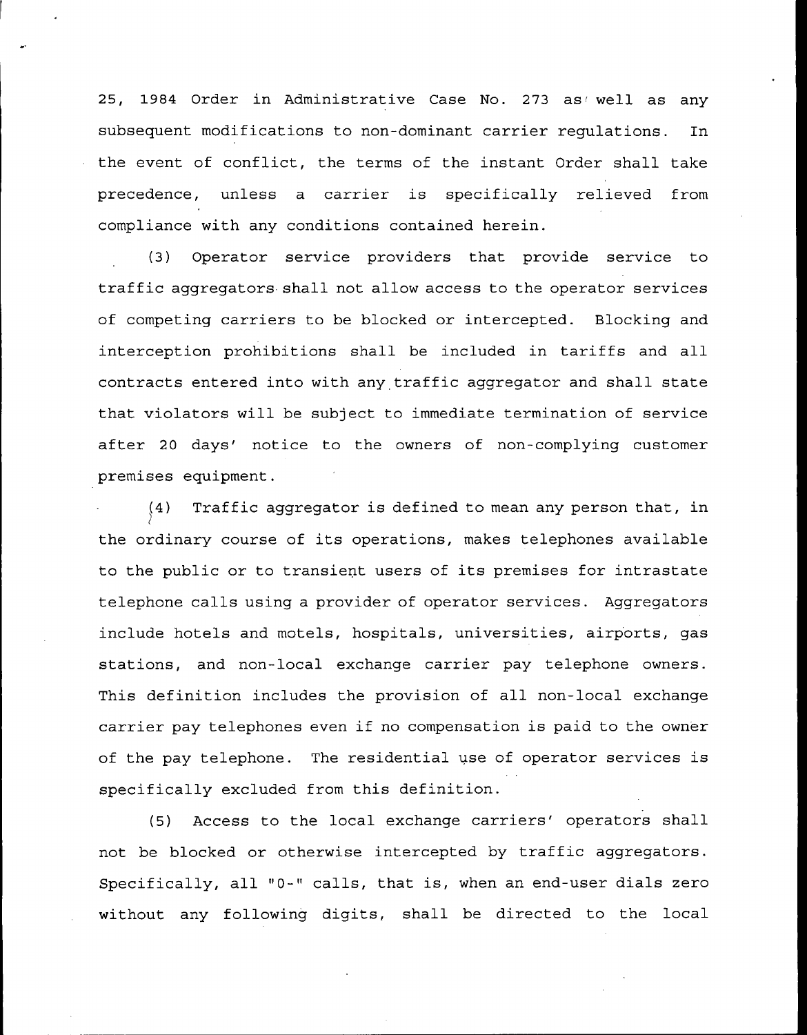25, 1984 Order in Administrative Case No. 273 as well as any subsequent modifications to non-dominant carrier regulations. In the event of conflict, the terms of the instant Order shall take precedence, unless a carrier is specifically relieved from compliance with any conditions contained herein.

(3) Operator service providers that provide service to traffic aggregators shall not allow access to the operator services of competing carriers to be blocked or intercepted. Blocking and interception prohibitions shall be included in tariffs and all contracts entered into with any traffic aggregator and shall state that violators will be subject to immediate termination of service after 20 days' notice to the owners of non-complying customer premises equipment.

(4) Traffic aggregator is defined to mean any person that, in the ordinary course of its operations, makes telephones available to the public or to transient users of its premises for intrastate telephone calls using a provider of operator services. Aggregators include hotels and motels, hospitals, universities, airports, gas stations, and non-local exchange carrier pay telephone owners. This definition includes the provision of all non-local exchange carrier pay telephones even if no compensation is paid to the owner of the pay telephone. The residential use of operator services is specifically excluded from this definition.

(5) Access to the local exchange carriers' operators shall not be blocked or otherwise intercepted by traffic aggregators. Specifically, all "0-" calls, that is, when an end-user dials zero without any following digits, shall be directed to the local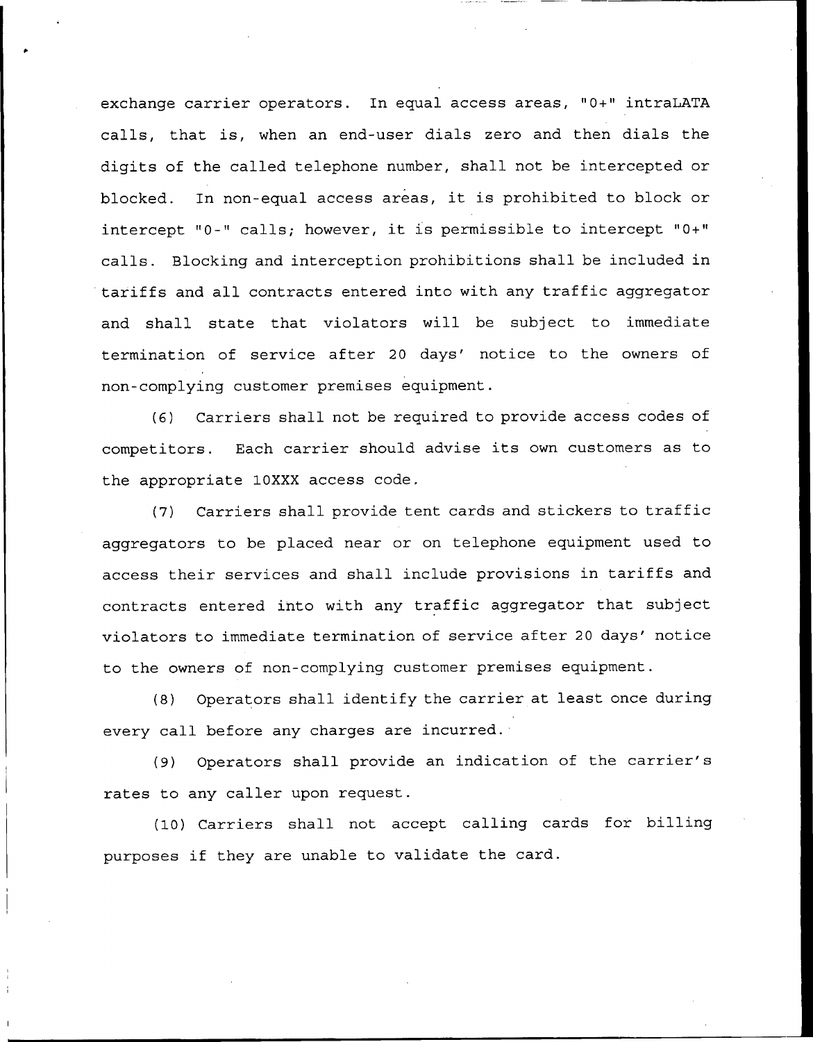exchange carrier operators. In equal access areas, "0+" intraLATA calls, that is, when an end-user dials zero and then dials the digits of the called telephone number, shall not be intercepted or blocked. In non-equal access areas, it is prohibited to block or intercept "0-" calls; however, it is permissible to intercept "0+" calls. Blocking and interception prohibitions shall be included in tariffs and all contracts entered into with any traffic aggregator and shall state that violators will be subject to immediate termination of service after 20 days' notice to the owners of non-complying customer premises equipment.

(6) Carriers shall not be required to provide access codes of competitors. Each carrier should advise its own customers as to the appropriate 10XXX access code.

(7) Carriers shall provide tent cards and stickers to traffic aggregators to be placed near or on telephone equipment used to access their services and shall include provisions in tariffs and contracts entered into with any traffic aggregator that subject violators to immediate termination of service after 20 days' notice to the owners of non-complying customer premises equipment.

(8) Operators shall identify the carrier at least once during every call before any charges are incurred.

(9) Operators shall provide an indication of the carrier's rates to any caller upon request.

(10) Carriers shall not accept calling cards for billing purposes if they are unable to validate the card.